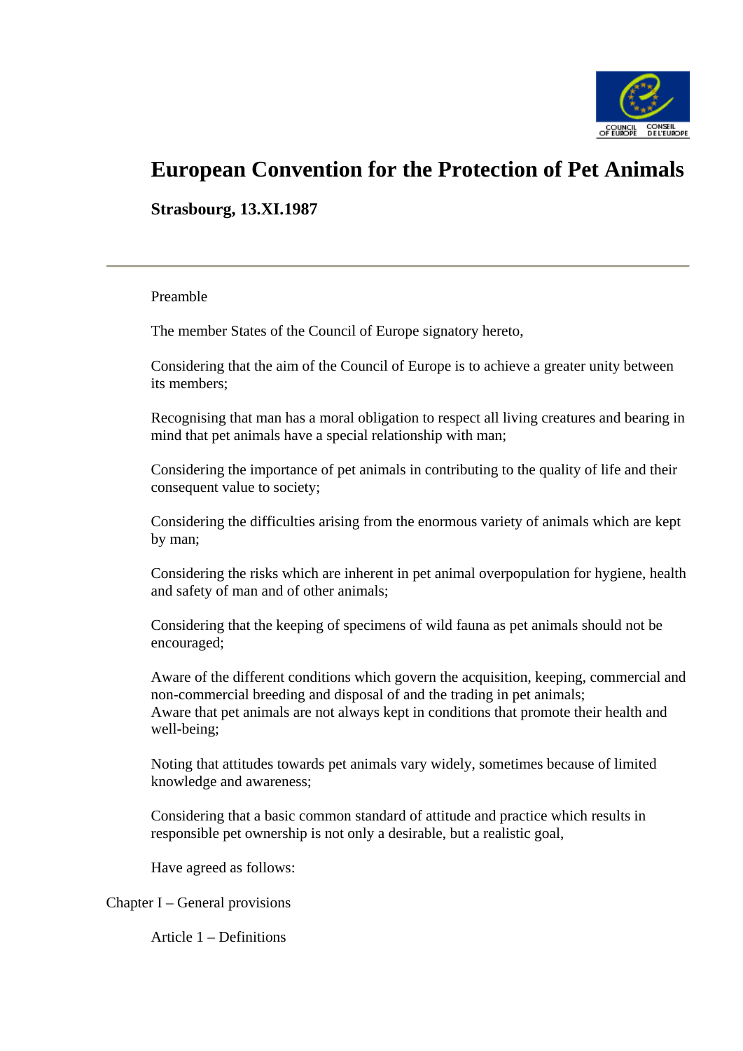# European Convention for the Protection of Pet Animals

**Strasbourg, 13.XI.1987**

---

Preamble

The member States of the Council of Europe signatory hereto,

Considering that the aim of the Council of Europe is to achieve a greater unity between its members;

Recognising that man has a moral obligation to respect all living creatures and bearing in mind that pet animals have a special relationship with man;

Considering the importance of pet animals in contributing to the quality of life and their consequent value to society;

Considering the difficulties arising from the enormous variety of animals which are kept by man;

Considering the risks which are inherent in pet animal overpopulation for hygiene, health and safety of man and of other animals;

Considering that the keeping of specimens of wild fauna as pet animals should not be encouraged;

Aware of the different conditions which govern the acquisition, keeping, commercial and non-commercial breeding and disposal of and the trading in pet animals;
Aware that pet animals are not always kept in conditions that promote their health and well-being;

Noting that attitudes towards pet animals vary widely, sometimes because of limited knowledge and awareness;

Considering that a basic common standard of attitude and practice which results in responsible pet ownership is not only a desirable, but a realistic goal,

Have agreed as follows:

## Chapter I – General provisions

### Article 1 – Definitions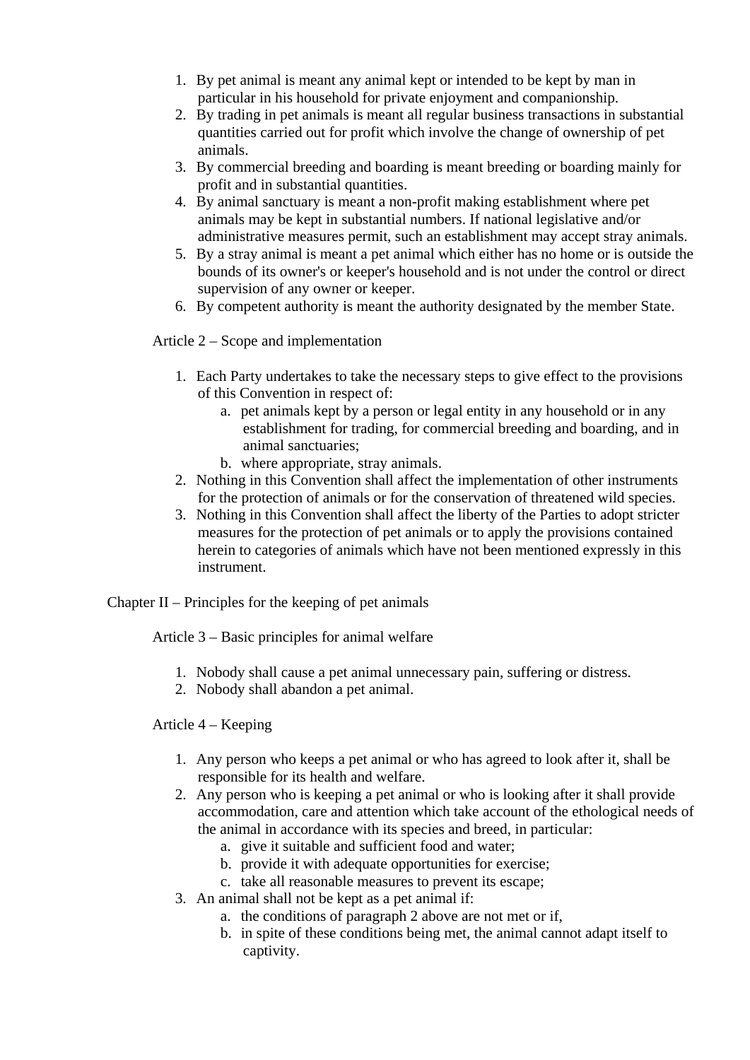1. By pet animal is meant any animal kept or intended to be kept by man in particular in his household for private enjoyment and companionship.
2. By trading in pet animals is meant all regular business transactions in substantial quantities carried out for profit which involve the change of ownership of pet animals.
3. By commercial breeding and boarding is meant breeding or boarding mainly for profit and in substantial quantities.
4. By animal sanctuary is meant a non-profit making establishment where pet animals may be kept in substantial numbers. If national legislative and/or administrative measures permit, such an establishment may accept stray animals.
5. By a stray animal is meant a pet animal which either has no home or is outside the bounds of its owner's or keeper's household and is not under the control or direct supervision of any owner or keeper.
6. By competent authority is meant the authority designated by the member State.

### Article 2 – Scope and implementation

1. Each Party undertakes to take the necessary steps to give effect to the provisions of this Convention in respect of:
   a. pet animals kept by a person or legal entity in any household or in any establishment for trading, for commercial breeding and boarding, and in animal sanctuaries;
   b. where appropriate, stray animals.
2. Nothing in this Convention shall affect the implementation of other instruments for the protection of animals or for the conservation of threatened wild species.
3. Nothing in this Convention shall affect the liberty of the Parties to adopt stricter measures for the protection of pet animals or to apply the provisions contained herein to categories of animals which have not been mentioned expressly in this instrument.

## Chapter II – Principles for the keeping of pet animals

### Article 3 – Basic principles for animal welfare

1. Nobody shall cause a pet animal unnecessary pain, suffering or distress.
2. Nobody shall abandon a pet animal.

### Article 4 – Keeping

1. Any person who keeps a pet animal or who has agreed to look after it, shall be responsible for its health and welfare.
2. Any person who is keeping a pet animal or who is looking after it shall provide accommodation, care and attention which take account of the ethological needs of the animal in accordance with its species and breed, in particular:
   a. give it suitable and sufficient food and water;
   b. provide it with adequate opportunities for exercise;
   c. take all reasonable measures to prevent its escape;
3. An animal shall not be kept as a pet animal if:
   a. the conditions of paragraph 2 above are not met or if,
   b. in spite of these conditions being met, the animal cannot adapt itself to captivity.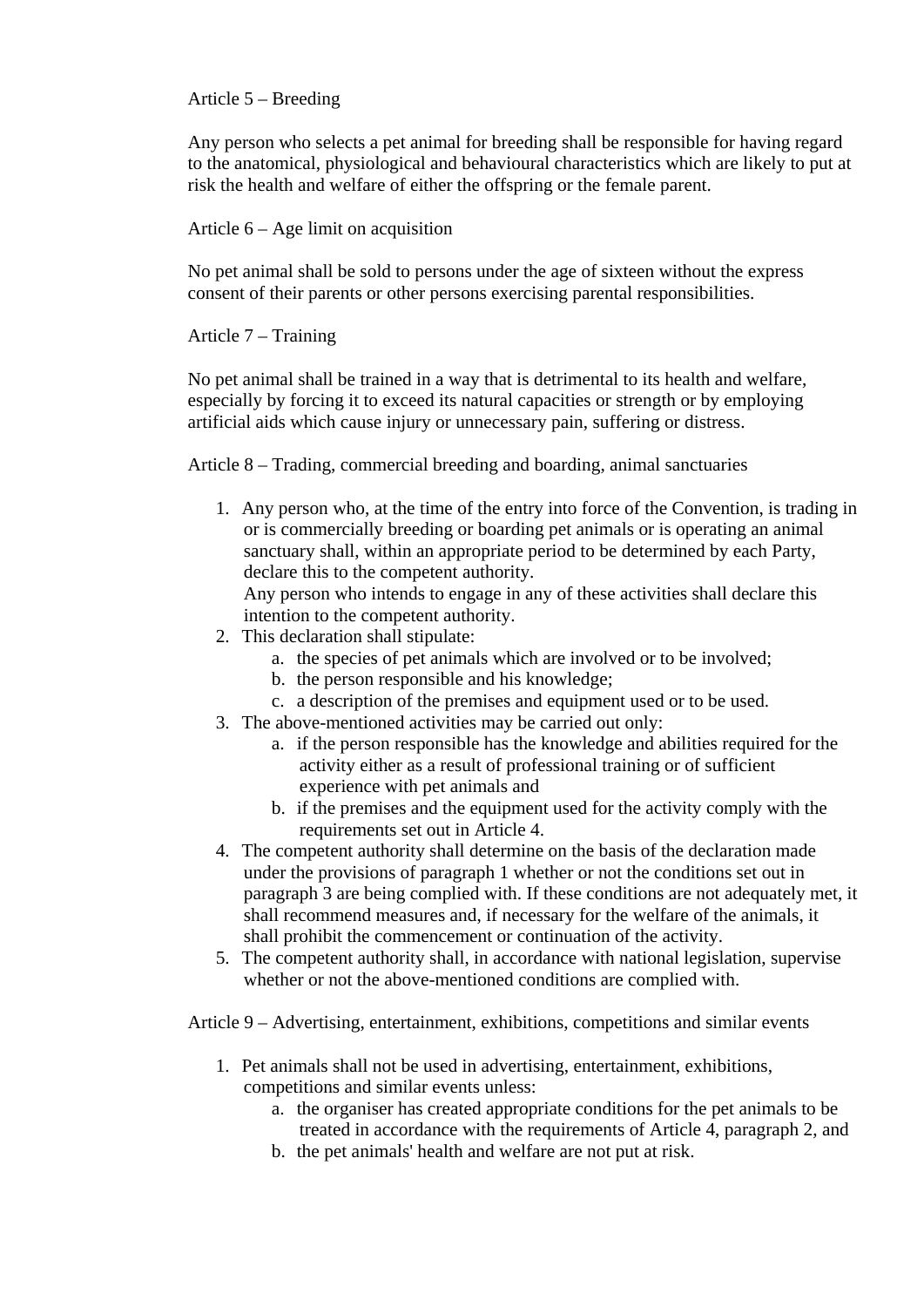Article 5 – Breeding

Any person who selects a pet animal for breeding shall be responsible for having regard to the anatomical, physiological and behavioural characteristics which are likely to put at risk the health and welfare of either the offspring or the female parent.

Article 6 – Age limit on acquisition

No pet animal shall be sold to persons under the age of sixteen without the express consent of their parents or other persons exercising parental responsibilities.

Article 7 – Training

No pet animal shall be trained in a way that is detrimental to its health and welfare, especially by forcing it to exceed its natural capacities or strength or by employing artificial aids which cause injury or unnecessary pain, suffering or distress.

Article 8 – Trading, commercial breeding and boarding, animal sanctuaries

1. Any person who, at the time of the entry into force of the Convention, is trading in or is commercially breeding or boarding pet animals or is operating an animal sanctuary shall, within an appropriate period to be determined by each Party, declare this to the competent authority.
   Any person who intends to engage in any of these activities shall declare this intention to the competent authority.
2. This declaration shall stipulate:
   a. the species of pet animals which are involved or to be involved;
   b. the person responsible and his knowledge;
   c. a description of the premises and equipment used or to be used.
3. The above-mentioned activities may be carried out only:
   a. if the person responsible has the knowledge and abilities required for the activity either as a result of professional training or of sufficient experience with pet animals and
   b. if the premises and the equipment used for the activity comply with the requirements set out in Article 4.
4. The competent authority shall determine on the basis of the declaration made under the provisions of paragraph 1 whether or not the conditions set out in paragraph 3 are being complied with. If these conditions are not adequately met, it shall recommend measures and, if necessary for the welfare of the animals, it shall prohibit the commencement or continuation of the activity.
5. The competent authority shall, in accordance with national legislation, supervise whether or not the above-mentioned conditions are complied with.

Article 9 – Advertising, entertainment, exhibitions, competitions and similar events

1. Pet animals shall not be used in advertising, entertainment, exhibitions, competitions and similar events unless:
   a. the organiser has created appropriate conditions for the pet animals to be treated in accordance with the requirements of Article 4, paragraph 2, and
   b. the pet animals' health and welfare are not put at risk.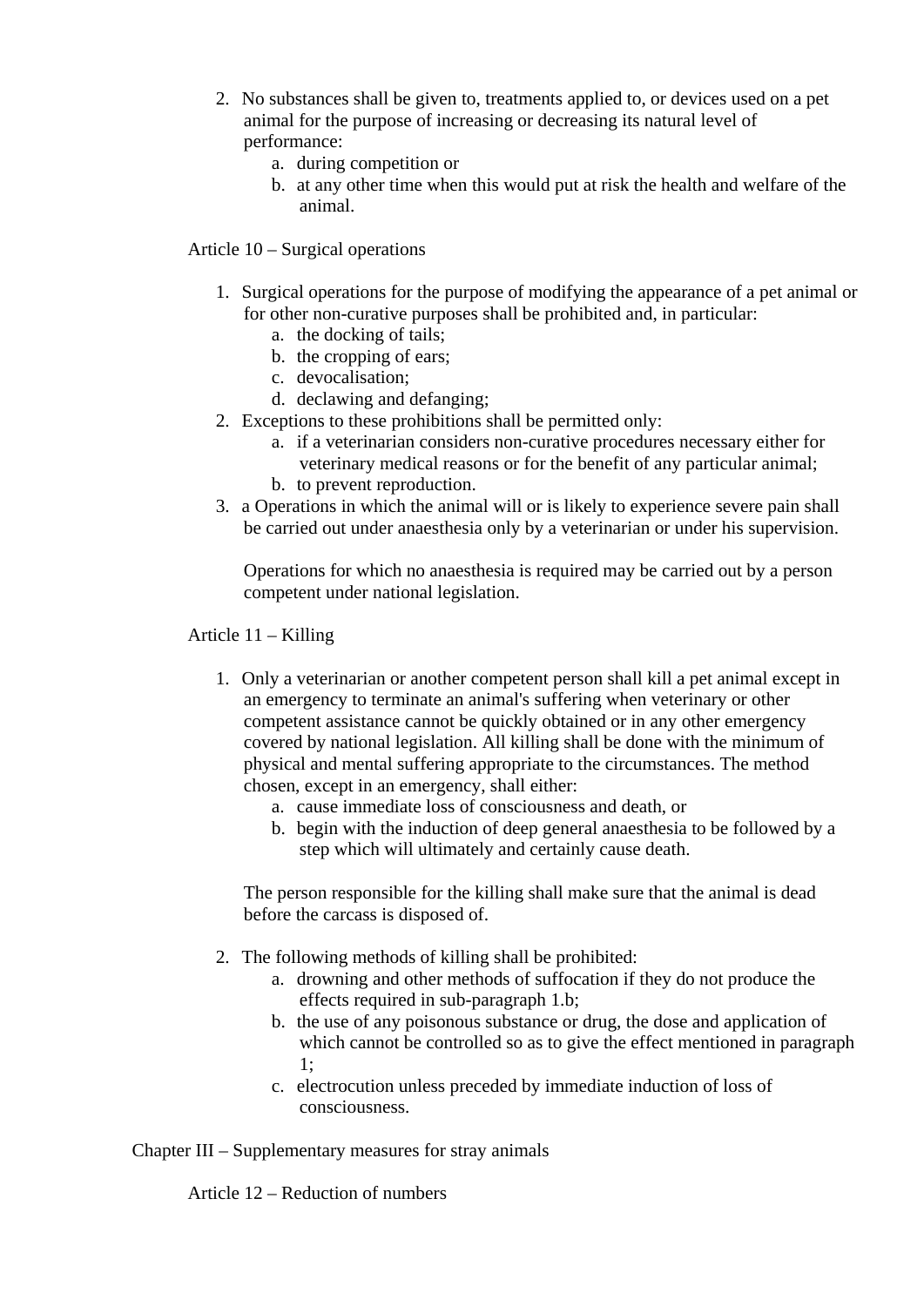2. No substances shall be given to, treatments applied to, or devices used on a pet animal for the purpose of increasing or decreasing its natural level of performance:
   a. during competition or
   b. at any other time when this would put at risk the health and welfare of the animal.

Article 10 – Surgical operations

1. Surgical operations for the purpose of modifying the appearance of a pet animal or for other non-curative purposes shall be prohibited and, in particular:
   a. the docking of tails;
   b. the cropping of ears;
   c. devocalisation;
   d. declawing and defanging;
2. Exceptions to these prohibitions shall be permitted only:
   a. if a veterinarian considers non-curative procedures necessary either for veterinary medical reasons or for the benefit of any particular animal;
   b. to prevent reproduction.
3. a Operations in which the animal will or is likely to experience severe pain shall be carried out under anaesthesia only by a veterinarian or under his supervision.

   Operations for which no anaesthesia is required may be carried out by a person competent under national legislation.

Article 11 – Killing

1. Only a veterinarian or another competent person shall kill a pet animal except in an emergency to terminate an animal's suffering when veterinary or other competent assistance cannot be quickly obtained or in any other emergency covered by national legislation. All killing shall be done with the minimum of physical and mental suffering appropriate to the circumstances. The method chosen, except in an emergency, shall either:
   a. cause immediate loss of consciousness and death, or
   b. begin with the induction of deep general anaesthesia to be followed by a step which will ultimately and certainly cause death.

   The person responsible for the killing shall make sure that the animal is dead before the carcass is disposed of.

2. The following methods of killing shall be prohibited:
   a. drowning and other methods of suffocation if they do not produce the effects required in sub-paragraph 1.b;
   b. the use of any poisonous substance or drug, the dose and application of which cannot be controlled so as to give the effect mentioned in paragraph 1;
   c. electrocution unless preceded by immediate induction of loss of consciousness.

Chapter III – Supplementary measures for stray animals

Article 12 – Reduction of numbers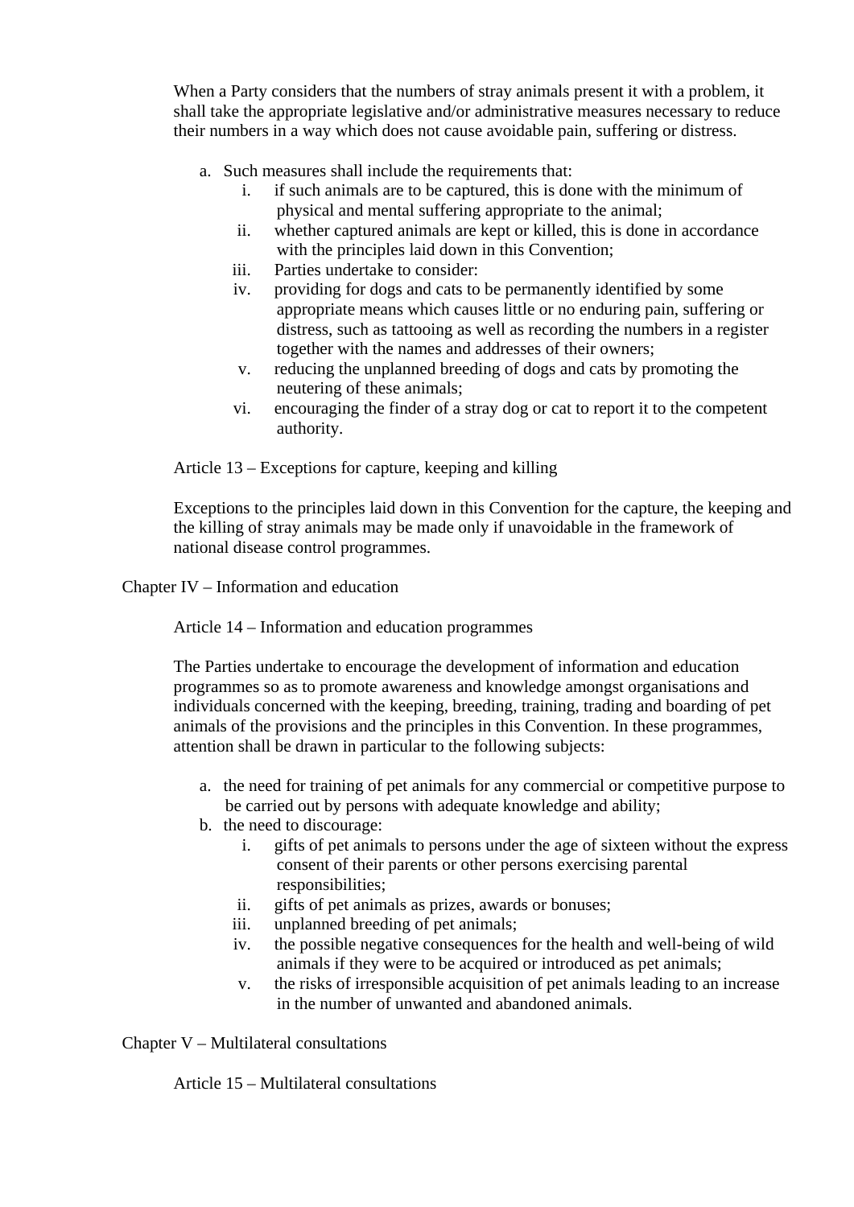When a Party considers that the numbers of stray animals present it with a problem, it shall take the appropriate legislative and/or administrative measures necessary to reduce their numbers in a way which does not cause avoidable pain, suffering or distress.

a. Such measures shall include the requirements that:
    i. if such animals are to be captured, this is done with the minimum of physical and mental suffering appropriate to the animal;
    ii. whether captured animals are kept or killed, this is done in accordance with the principles laid down in this Convention;
    iii. Parties undertake to consider:
    iv. providing for dogs and cats to be permanently identified by some appropriate means which causes little or no enduring pain, suffering or distress, such as tattooing as well as recording the numbers in a register together with the names and addresses of their owners;
    v. reducing the unplanned breeding of dogs and cats by promoting the neutering of these animals;
    vi. encouraging the finder of a stray dog or cat to report it to the competent authority.

### Article 13 – Exceptions for capture, keeping and killing

Exceptions to the principles laid down in this Convention for the capture, the keeping and the killing of stray animals may be made only if unavoidable in the framework of national disease control programmes.

## Chapter IV – Information and education

### Article 14 – Information and education programmes

The Parties undertake to encourage the development of information and education programmes so as to promote awareness and knowledge amongst organisations and individuals concerned with the keeping, breeding, training, trading and boarding of pet animals of the provisions and the principles in this Convention. In these programmes, attention shall be drawn in particular to the following subjects:

a. the need for training of pet animals for any commercial or competitive purpose to be carried out by persons with adequate knowledge and ability;
b. the need to discourage:
    i. gifts of pet animals to persons under the age of sixteen without the express consent of their parents or other persons exercising parental responsibilities;
    ii. gifts of pet animals as prizes, awards or bonuses;
    iii. unplanned breeding of pet animals;
    iv. the possible negative consequences for the health and well-being of wild animals if they were to be acquired or introduced as pet animals;
    v. the risks of irresponsible acquisition of pet animals leading to an increase in the number of unwanted and abandoned animals.

## Chapter V – Multilateral consultations

### Article 15 – Multilateral consultations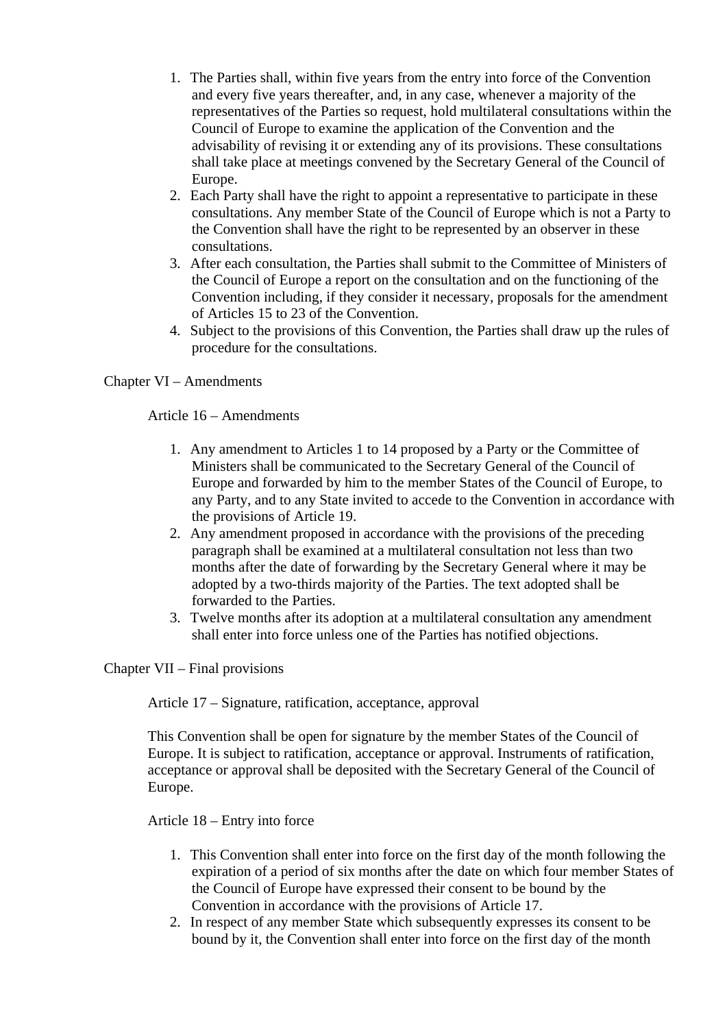1. The Parties shall, within five years from the entry into force of the Convention and every five years thereafter, and, in any case, whenever a majority of the representatives of the Parties so request, hold multilateral consultations within the Council of Europe to examine the application of the Convention and the advisability of revising it or extending any of its provisions. These consultations shall take place at meetings convened by the Secretary General of the Council of Europe.
2. Each Party shall have the right to appoint a representative to participate in these consultations. Any member State of the Council of Europe which is not a Party to the Convention shall have the right to be represented by an observer in these consultations.
3. After each consultation, the Parties shall submit to the Committee of Ministers of the Council of Europe a report on the consultation and on the functioning of the Convention including, if they consider it necessary, proposals for the amendment of Articles 15 to 23 of the Convention.
4. Subject to the provisions of this Convention, the Parties shall draw up the rules of procedure for the consultations.

## Chapter VI – Amendments

### Article 16 – Amendments

1. Any amendment to Articles 1 to 14 proposed by a Party or the Committee of Ministers shall be communicated to the Secretary General of the Council of Europe and forwarded by him to the member States of the Council of Europe, to any Party, and to any State invited to accede to the Convention in accordance with the provisions of Article 19.
2. Any amendment proposed in accordance with the provisions of the preceding paragraph shall be examined at a multilateral consultation not less than two months after the date of forwarding by the Secretary General where it may be adopted by a two-thirds majority of the Parties. The text adopted shall be forwarded to the Parties.
3. Twelve months after its adoption at a multilateral consultation any amendment shall enter into force unless one of the Parties has notified objections.

## Chapter VII – Final provisions

### Article 17 – Signature, ratification, acceptance, approval

This Convention shall be open for signature by the member States of the Council of Europe. It is subject to ratification, acceptance or approval. Instruments of ratification, acceptance or approval shall be deposited with the Secretary General of the Council of Europe.

### Article 18 – Entry into force

1. This Convention shall enter into force on the first day of the month following the expiration of a period of six months after the date on which four member States of the Council of Europe have expressed their consent to be bound by the Convention in accordance with the provisions of Article 17.
2. In respect of any member State which subsequently expresses its consent to be bound by it, the Convention shall enter into force on the first day of the month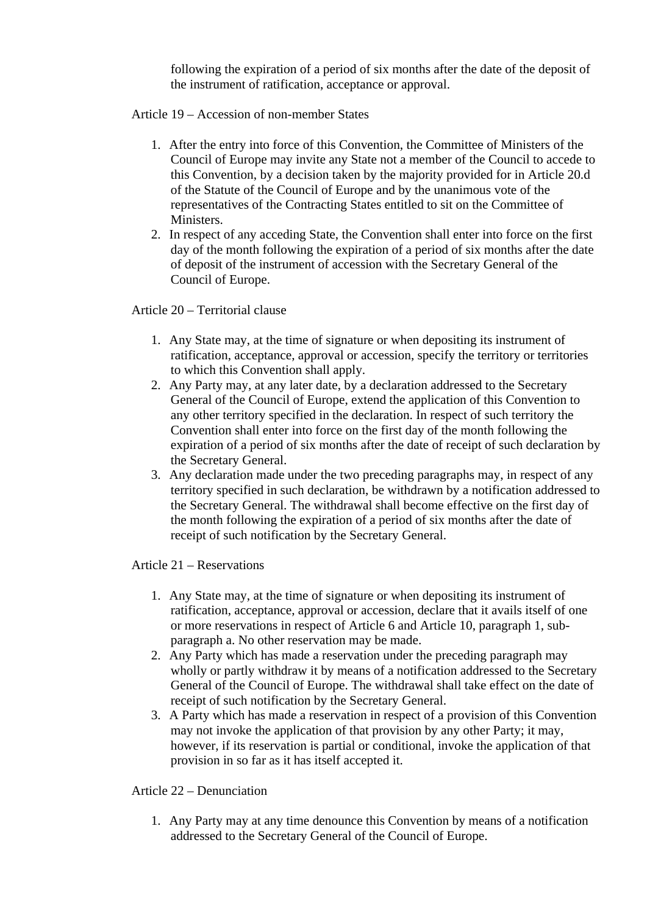following the expiration of a period of six months after the date of the deposit of the instrument of ratification, acceptance or approval.

Article 19 – Accession of non-member States

1. After the entry into force of this Convention, the Committee of Ministers of the Council of Europe may invite any State not a member of the Council to accede to this Convention, by a decision taken by the majority provided for in Article 20.d of the Statute of the Council of Europe and by the unanimous vote of the representatives of the Contracting States entitled to sit on the Committee of Ministers.
2. In respect of any acceding State, the Convention shall enter into force on the first day of the month following the expiration of a period of six months after the date of deposit of the instrument of accession with the Secretary General of the Council of Europe.

Article 20 – Territorial clause

1. Any State may, at the time of signature or when depositing its instrument of ratification, acceptance, approval or accession, specify the territory or territories to which this Convention shall apply.
2. Any Party may, at any later date, by a declaration addressed to the Secretary General of the Council of Europe, extend the application of this Convention to any other territory specified in the declaration. In respect of such territory the Convention shall enter into force on the first day of the month following the expiration of a period of six months after the date of receipt of such declaration by the Secretary General.
3. Any declaration made under the two preceding paragraphs may, in respect of any territory specified in such declaration, be withdrawn by a notification addressed to the Secretary General. The withdrawal shall become effective on the first day of the month following the expiration of a period of six months after the date of receipt of such notification by the Secretary General.

Article 21 – Reservations

1. Any State may, at the time of signature or when depositing its instrument of ratification, acceptance, approval or accession, declare that it avails itself of one or more reservations in respect of Article 6 and Article 10, paragraph 1, sub-paragraph a. No other reservation may be made.
2. Any Party which has made a reservation under the preceding paragraph may wholly or partly withdraw it by means of a notification addressed to the Secretary General of the Council of Europe. The withdrawal shall take effect on the date of receipt of such notification by the Secretary General.
3. A Party which has made a reservation in respect of a provision of this Convention may not invoke the application of that provision by any other Party; it may, however, if its reservation is partial or conditional, invoke the application of that provision in so far as it has itself accepted it.

Article 22 – Denunciation

1. Any Party may at any time denounce this Convention by means of a notification addressed to the Secretary General of the Council of Europe.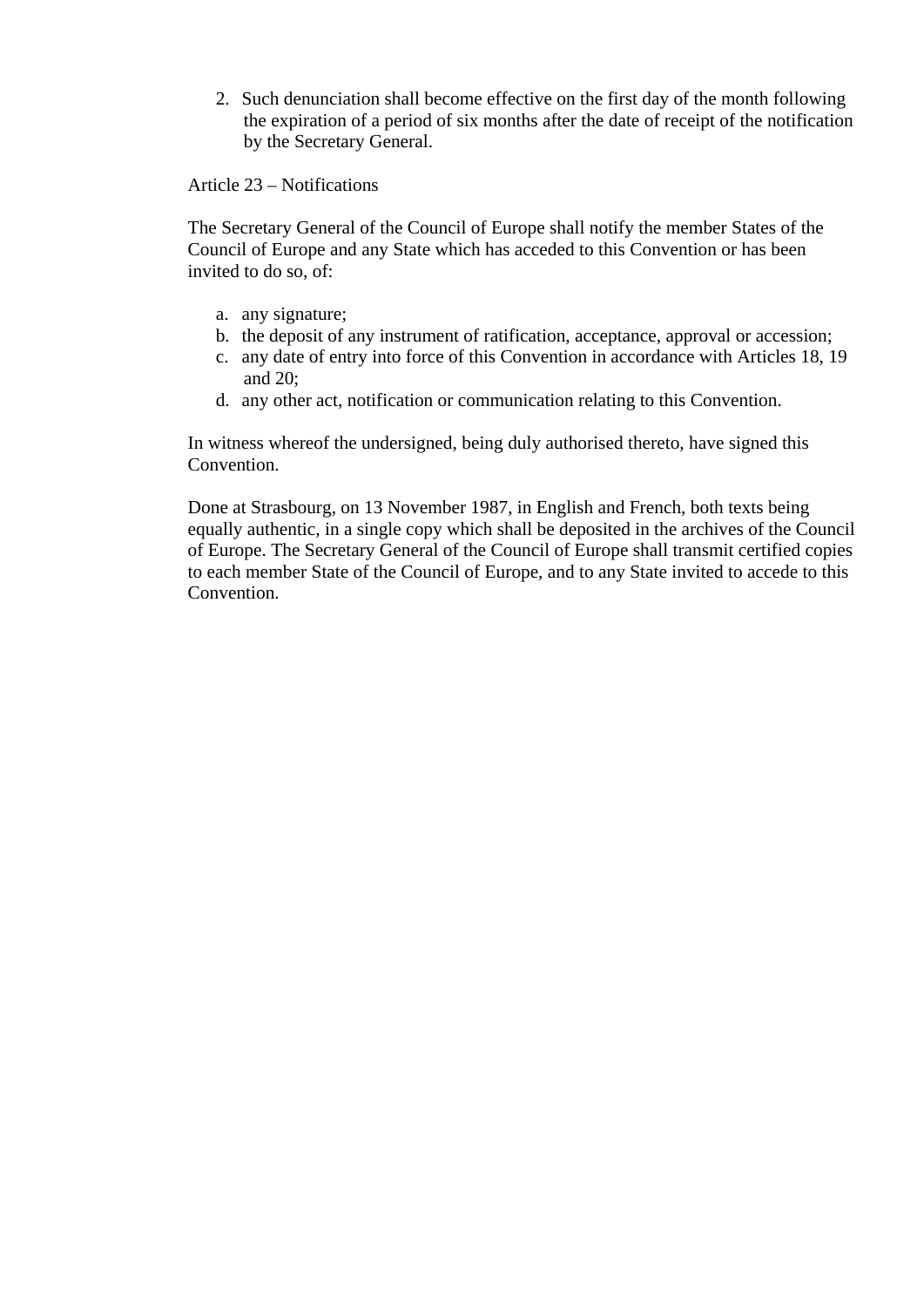2. Such denunciation shall become effective on the first day of the month following the expiration of a period of six months after the date of receipt of the notification by the Secretary General.

Article 23 – Notifications

The Secretary General of the Council of Europe shall notify the member States of the Council of Europe and any State which has acceded to this Convention or has been invited to do so, of:

a. any signature;
b. the deposit of any instrument of ratification, acceptance, approval or accession;
c. any date of entry into force of this Convention in accordance with Articles 18, 19 and 20;
d. any other act, notification or communication relating to this Convention.

In witness whereof the undersigned, being duly authorised thereto, have signed this Convention.

Done at Strasbourg, on 13 November 1987, in English and French, both texts being equally authentic, in a single copy which shall be deposited in the archives of the Council of Europe. The Secretary General of the Council of Europe shall transmit certified copies to each member State of the Council of Europe, and to any State invited to accede to this Convention.